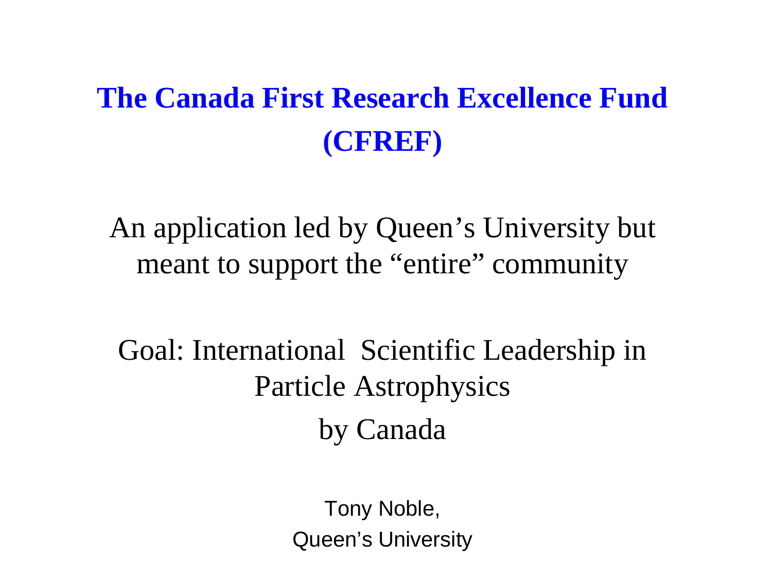# The Canada First Research Excellence Fund (CFREF)

An application led by Queen's University but meant to support the "entire" community

Goal: International Scientific Leadership in Particle Astrophysics

by Canada

Tony Noble,

Queen's University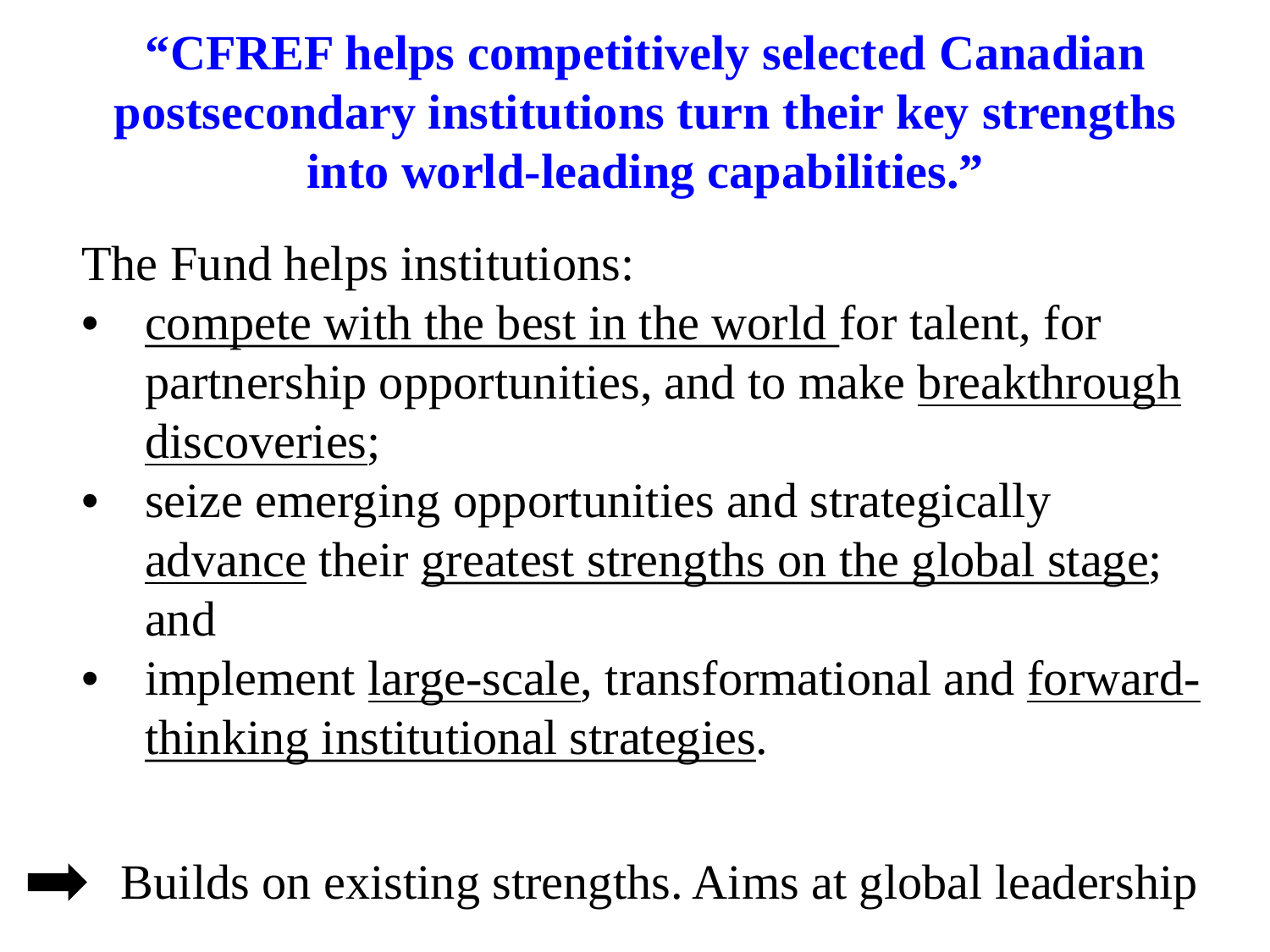**"CFREF helps competitively selected Canadian postsecondary institutions turn their key strengths into world-leading capabilities."**

The Fund helps institutions:

- <u>compete with the best in the world</u> for talent, for partnership opportunities, and to make <u>breakthrough discoveries</u>;
- seize emerging opportunities and strategically <u>advance</u> their <u>greatest strengths on the global stage</u>; and
- implement <u>large-scale</u>, transformational and <u>forward-thinking institutional strategies</u>.

➡ Builds on existing strengths. Aims at global leadership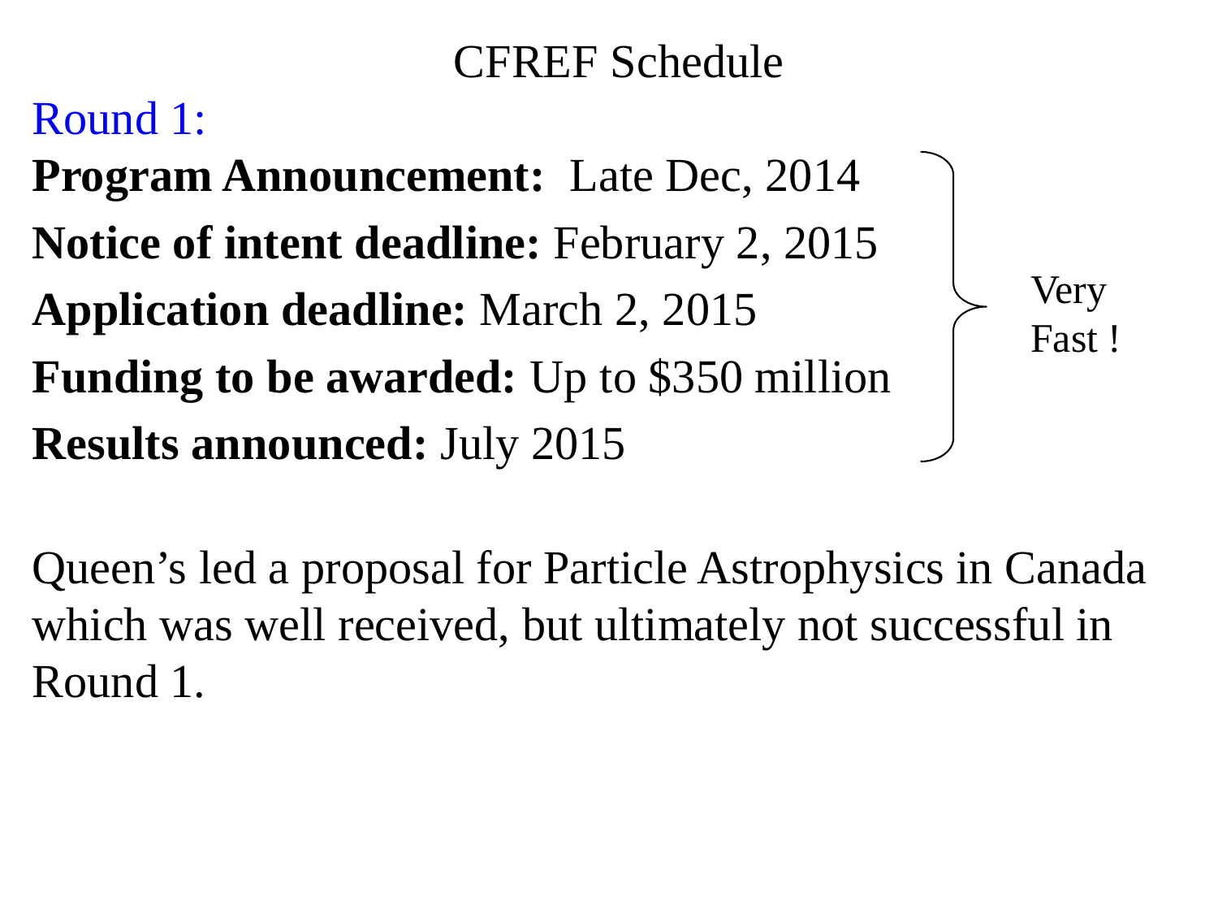# CFREF Schedule

Round 1:

**Program Announcement:** Late Dec, 2014

**Notice of intent deadline:** February 2, 2015

**Application deadline:** March 2, 2015

**Funding to be awarded:** Up to $350 million

**Results announced:** July 2015

Very Fast !

Queen's led a proposal for Particle Astrophysics in Canada which was well received, but ultimately not successful in Round 1.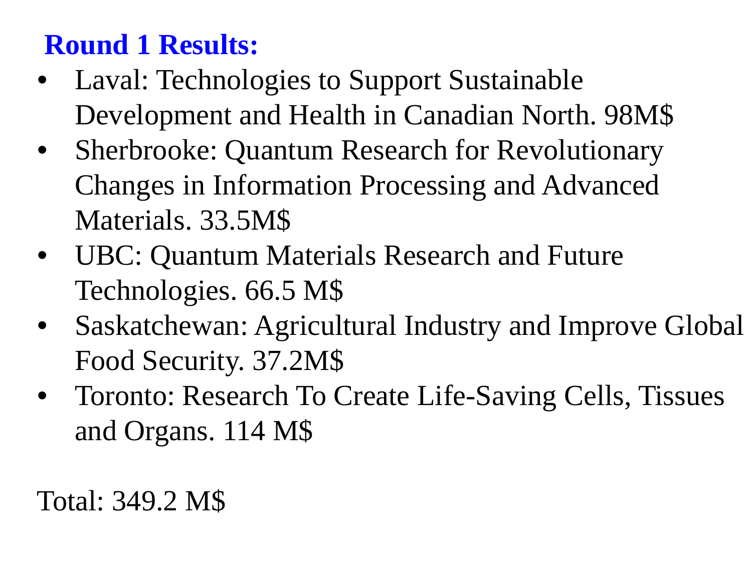## Round 1 Results:

- Laval: Technologies to Support Sustainable Development and Health in Canadian North. 98M$
- Sherbrooke: Quantum Research for Revolutionary Changes in Information Processing and Advanced Materials. 33.5M$
- UBC: Quantum Materials Research and Future Technologies. 66.5 M$
- Saskatchewan: Agricultural Industry and Improve Global Food Security. 37.2M$
- Toronto: Research To Create Life-Saving Cells, Tissues and Organs. 114 M$

Total: 349.2 M$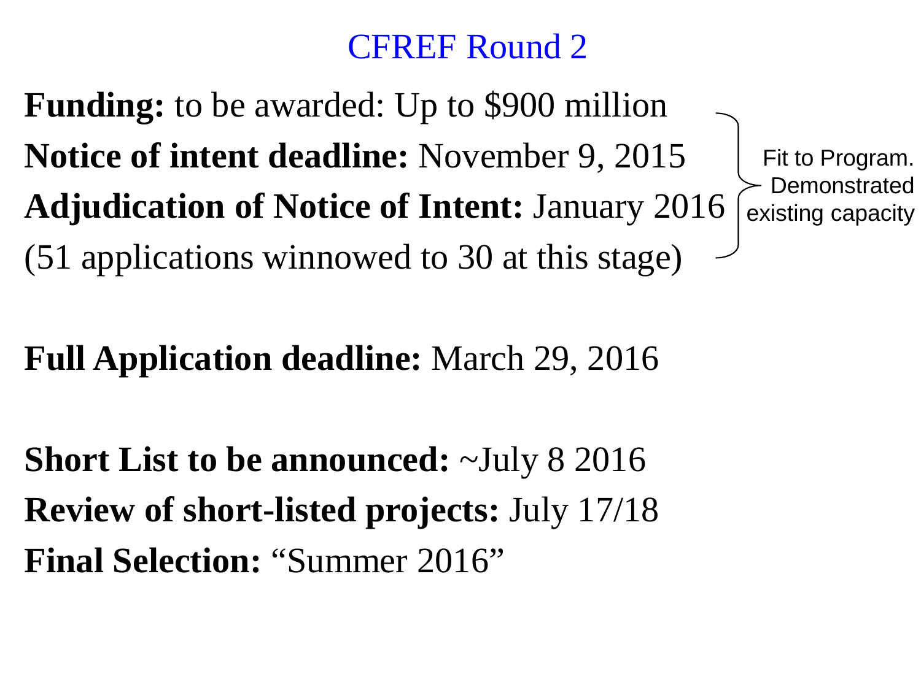# CFREF Round 2

**Funding:** to be awarded: Up to $900 million
**Notice of intent deadline:** November 9, 2015
**Adjudication of Notice of Intent:** January 2016
(51 applications winnowed to 30 at this stage)

Fit to Program. Demonstrated existing capacity

**Full Application deadline:** March 29, 2016

**Short List to be announced:** ~July 8 2016
**Review of short-listed projects:** July 17/18
**Final Selection:** "Summer 2016"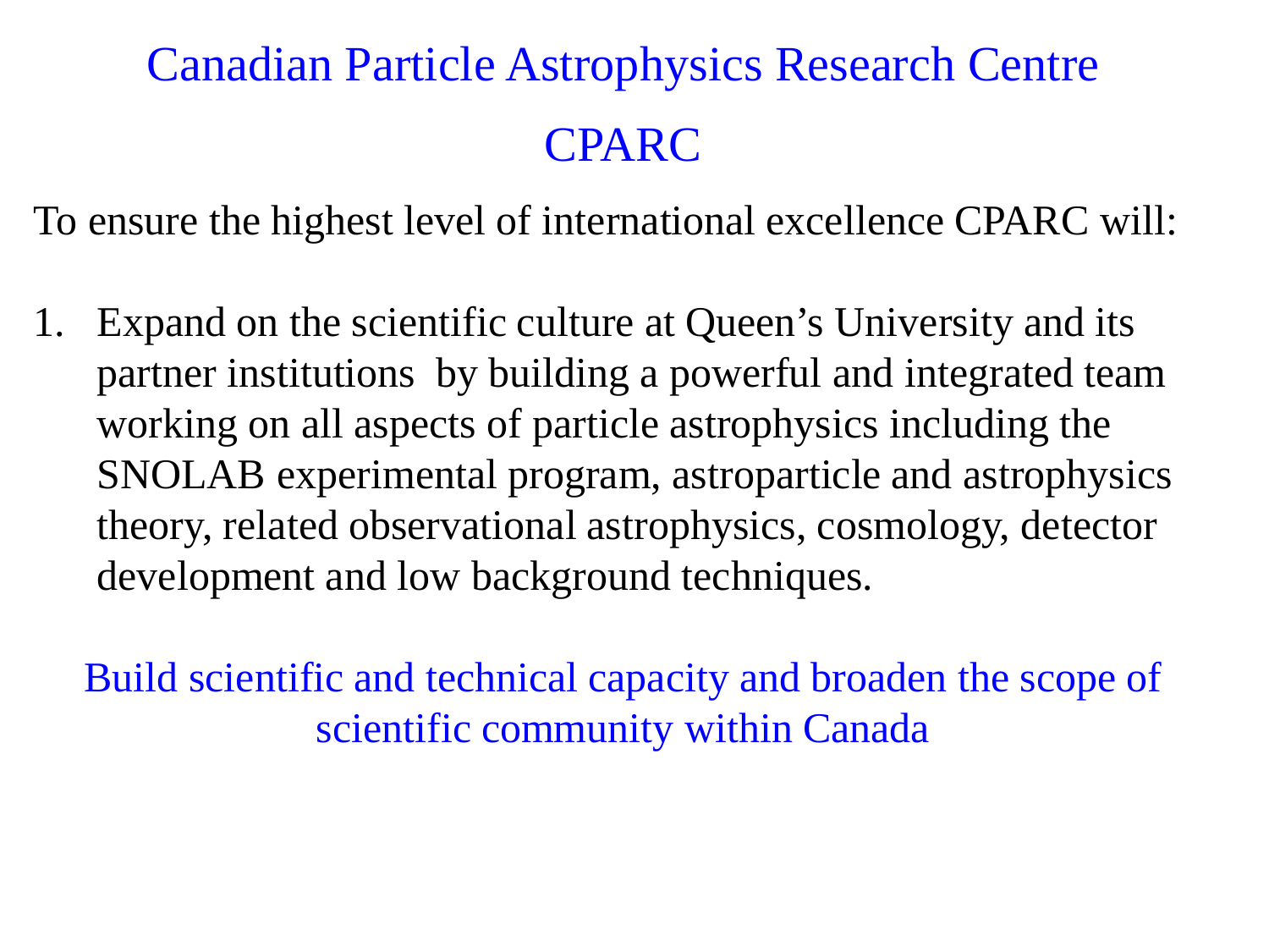# Canadian Particle Astrophysics Research Centre

# CPARC

To ensure the highest level of international excellence CPARC will:

1. Expand on the scientific culture at Queen's University and its partner institutions by building a powerful and integrated team working on all aspects of particle astrophysics including the SNOLAB experimental program, astroparticle and astrophysics theory, related observational astrophysics, cosmology, detector development and low background techniques.

Build scientific and technical capacity and broaden the scope of scientific community within Canada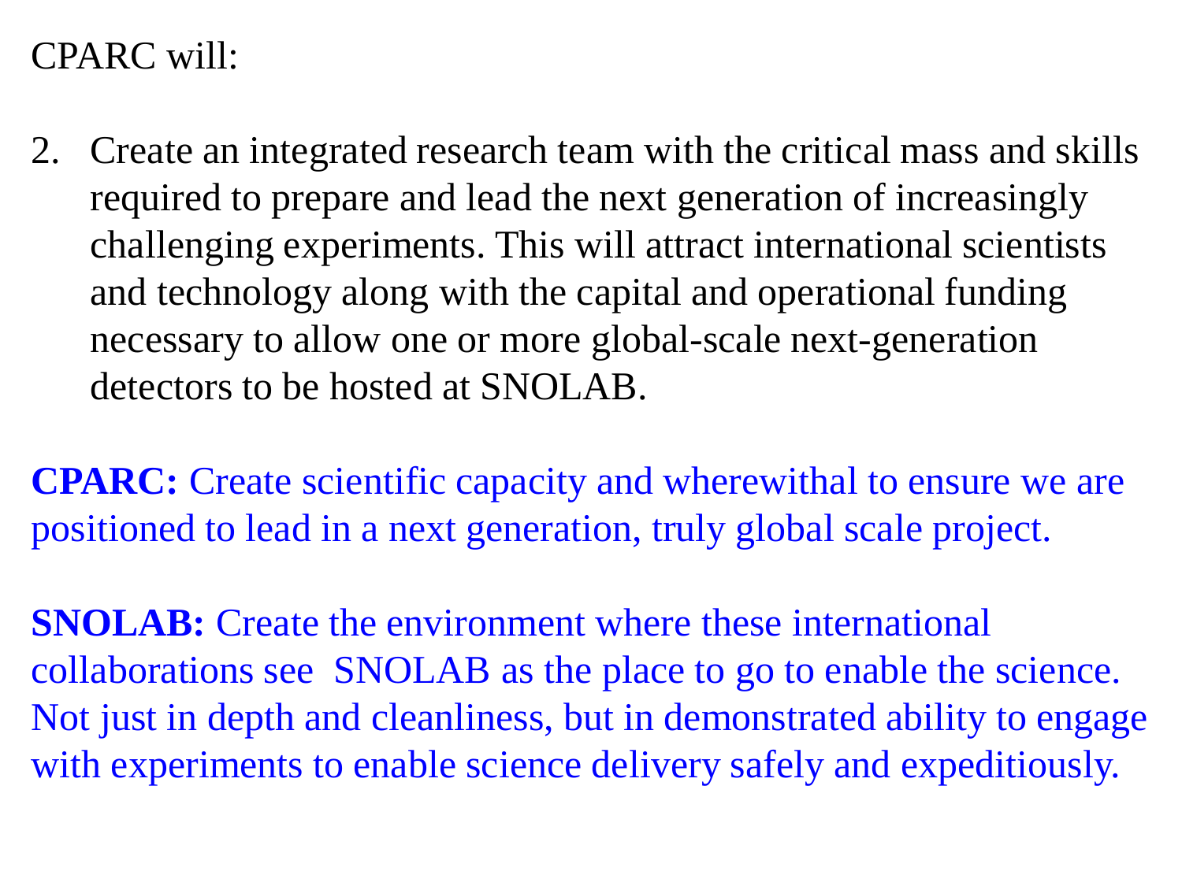CPARC will:

2. Create an integrated research team with the critical mass and skills required to prepare and lead the next generation of increasingly challenging experiments. This will attract international scientists and technology along with the capital and operational funding necessary to allow one or more global-scale next-generation detectors to be hosted at SNOLAB.

**CPARC:** Create scientific capacity and wherewithal to ensure we are positioned to lead in a next generation, truly global scale project.

**SNOLAB:** Create the environment where these international collaborations see SNOLAB as the place to go to enable the science. Not just in depth and cleanliness, but in demonstrated ability to engage with experiments to enable science delivery safely and expeditiously.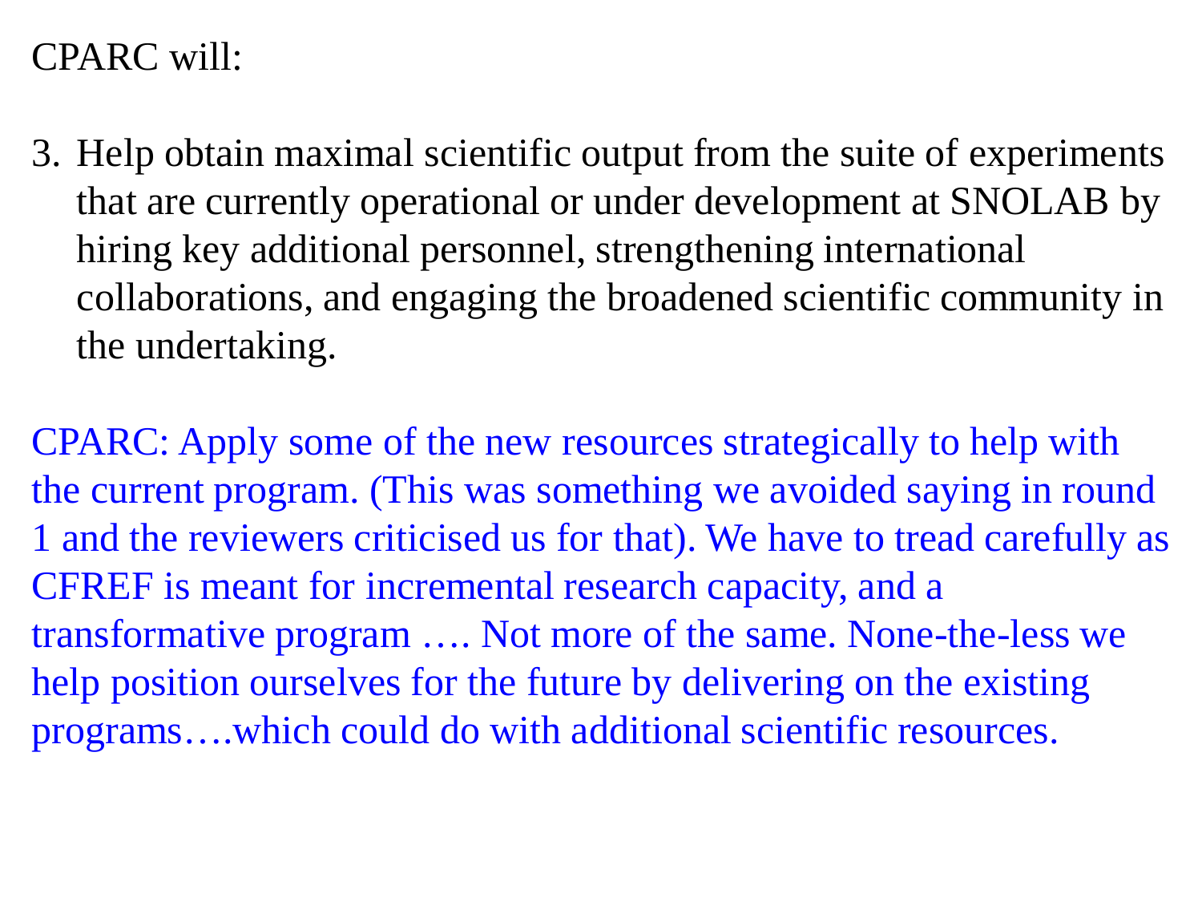CPARC will:

3. Help obtain maximal scientific output from the suite of experiments that are currently operational or under development at SNOLAB by hiring key additional personnel, strengthening international collaborations, and engaging the broadened scientific community in the undertaking.

CPARC: Apply some of the new resources strategically to help with the current program. (This was something we avoided saying in round 1 and the reviewers criticised us for that). We have to tread carefully as CFREF is meant for incremental research capacity, and a transformative program …. Not more of the same. None-the-less we help position ourselves for the future by delivering on the existing programs….which could do with additional scientific resources.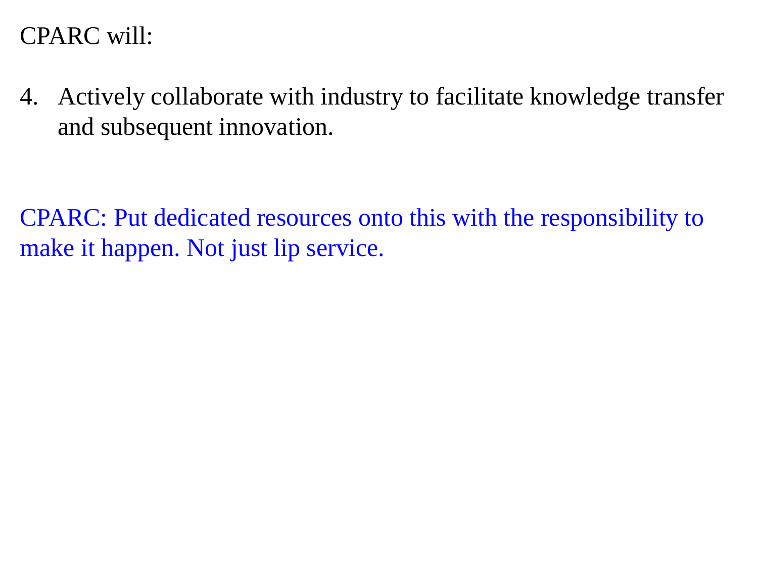CPARC will:

4. Actively collaborate with industry to facilitate knowledge transfer and subsequent innovation.

CPARC: Put dedicated resources onto this with the responsibility to make it happen. Not just lip service.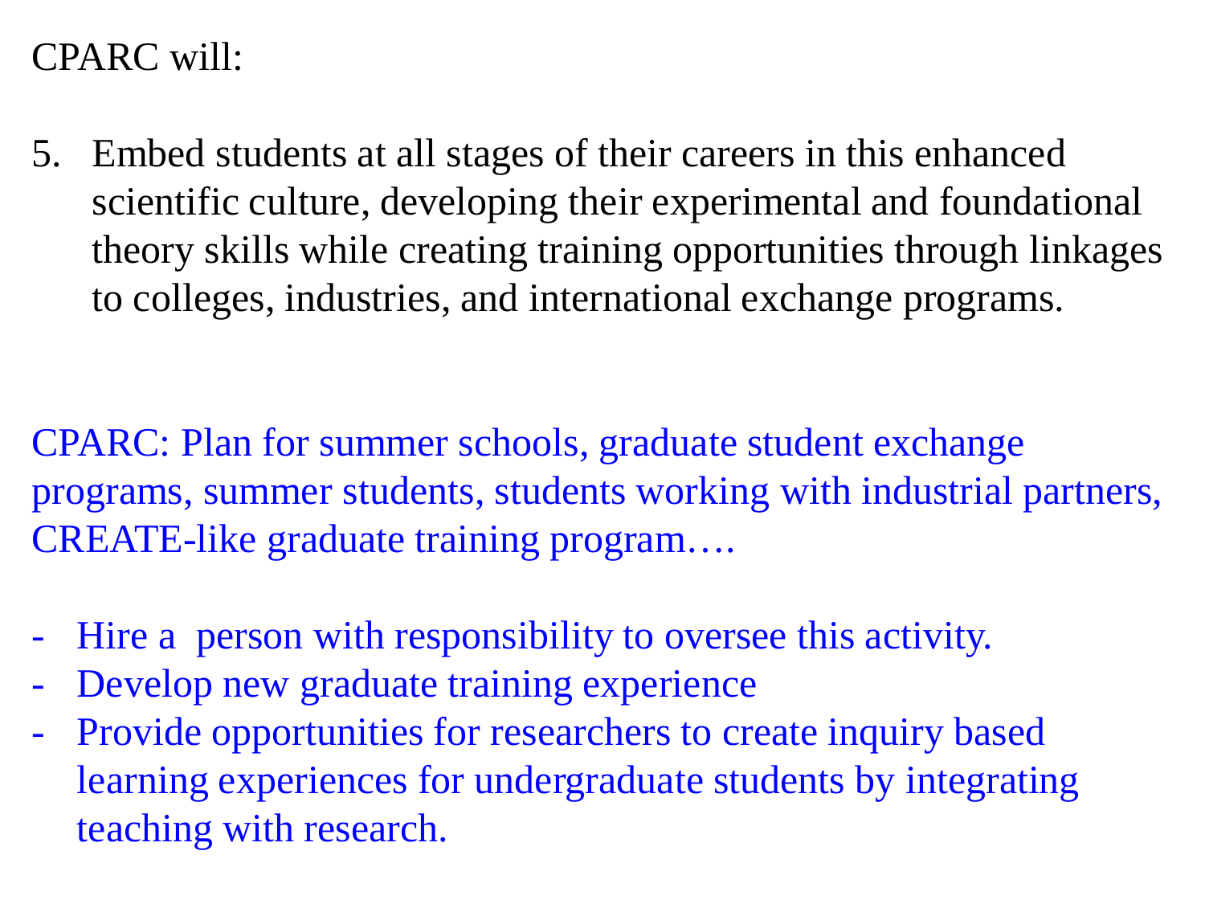CPARC will:

5. Embed students at all stages of their careers in this enhanced scientific culture, developing their experimental and foundational theory skills while creating training opportunities through linkages to colleges, industries, and international exchange programs.

CPARC: Plan for summer schools, graduate student exchange programs, summer students, students working with industrial partners, CREATE-like graduate training program….

- Hire a person with responsibility to oversee this activity.
- Develop new graduate training experience
- Provide opportunities for researchers to create inquiry based learning experiences for undergraduate students by integrating teaching with research.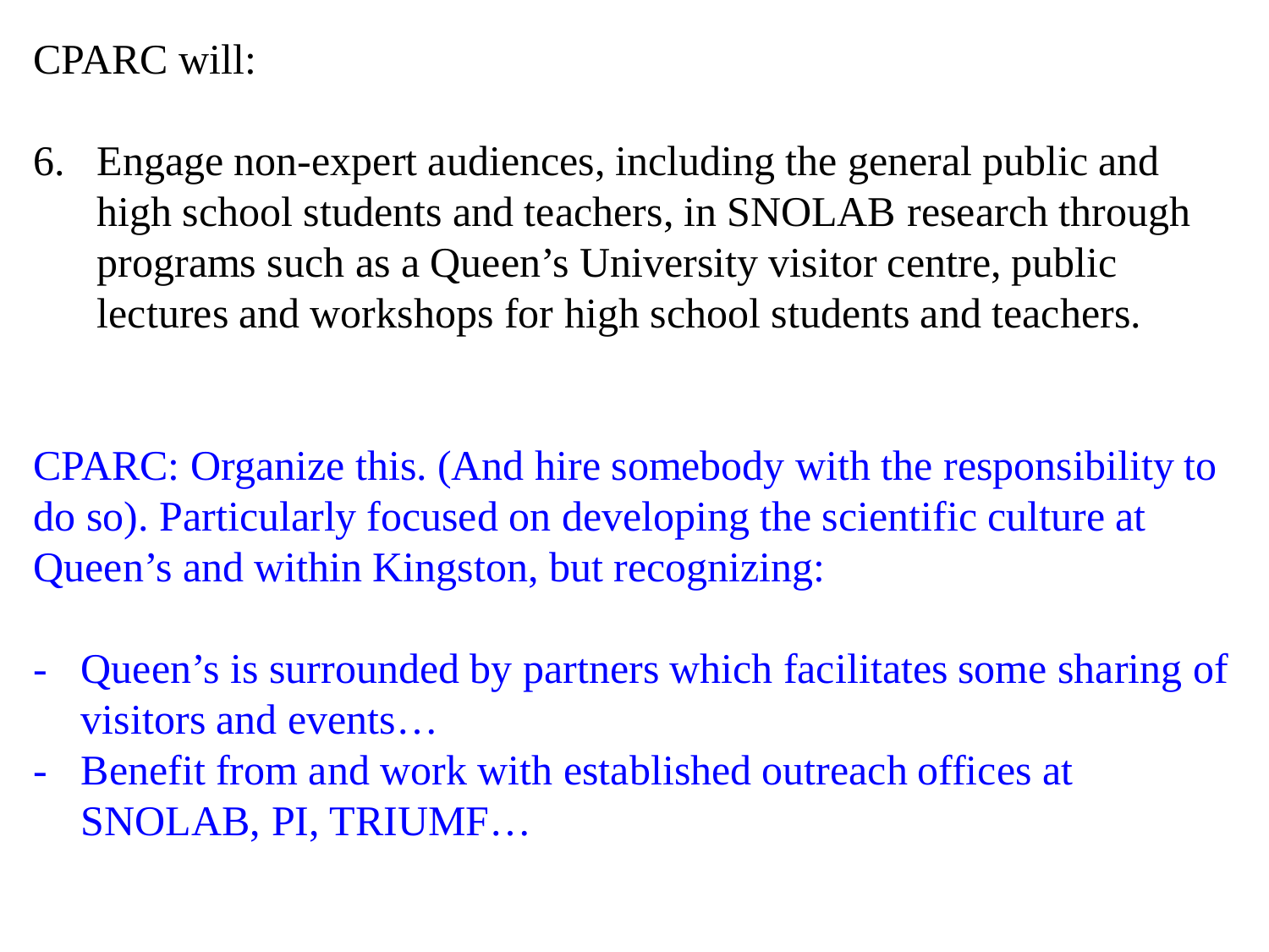CPARC will:

6. Engage non-expert audiences, including the general public and high school students and teachers, in SNOLAB research through programs such as a Queen's University visitor centre, public lectures and workshops for high school students and teachers.

CPARC: Organize this. (And hire somebody with the responsibility to do so). Particularly focused on developing the scientific culture at Queen's and within Kingston, but recognizing:

- Queen's is surrounded by partners which facilitates some sharing of visitors and events…
- Benefit from and work with established outreach offices at SNOLAB, PI, TRIUMF…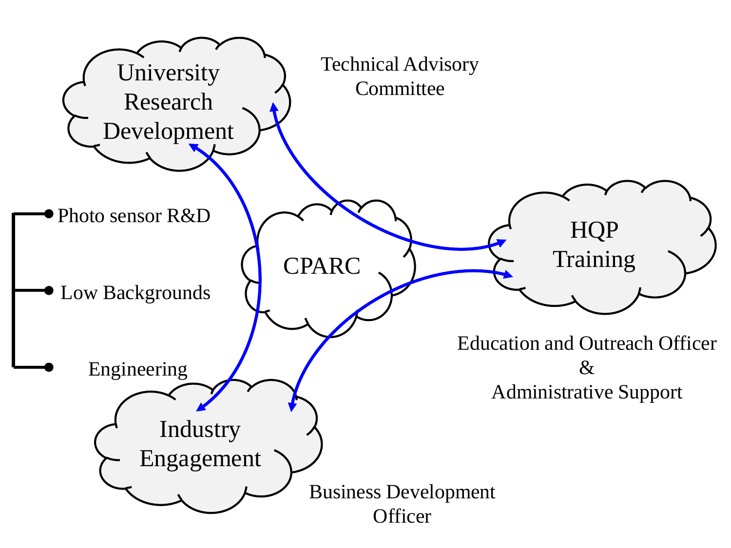University Research Development

Technical Advisory Committee

Photo sensor R&D

Low Backgrounds

Engineering

CPARC

HQP Training

Education and Outreach Officer & Administrative Support

Industry Engagement

Business Development Officer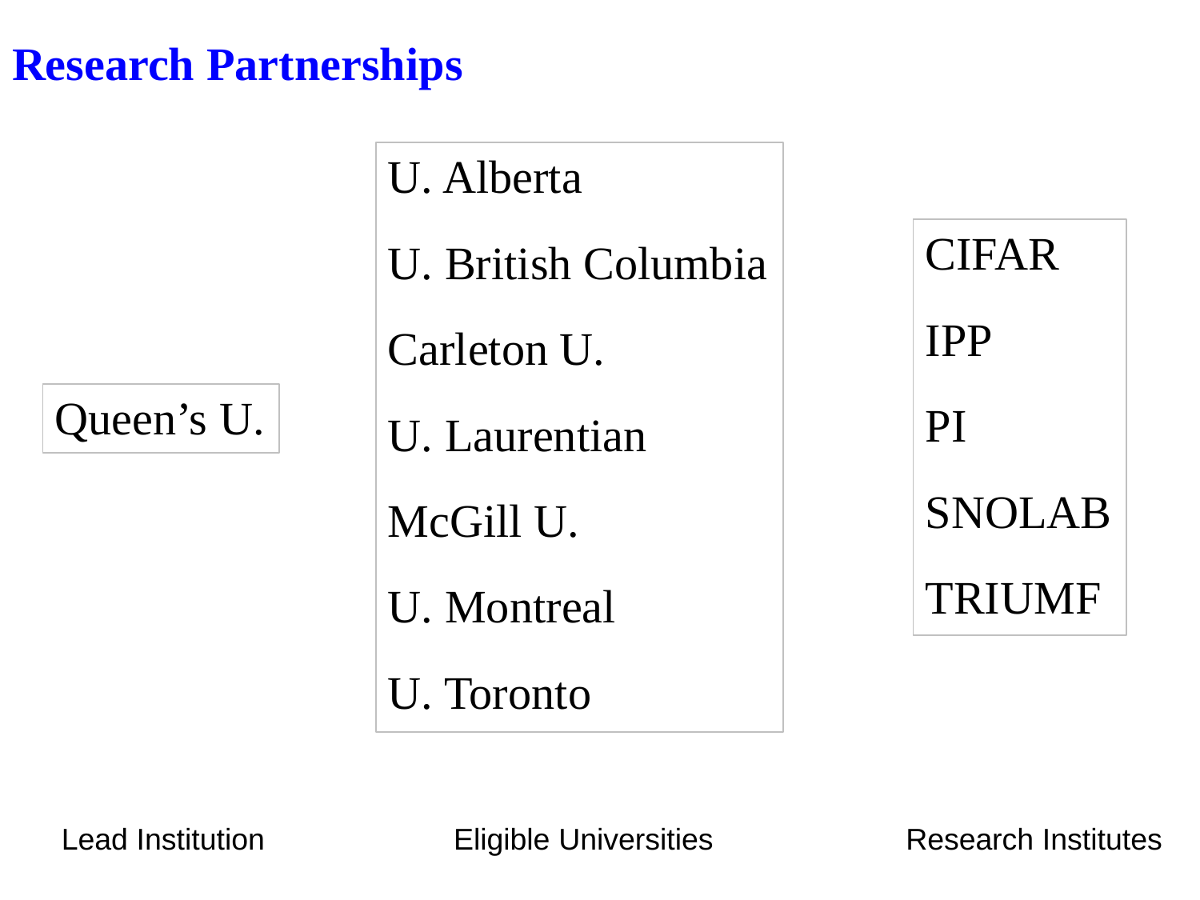# Research Partnerships

| Lead Institution | Eligible Universities | Research Institutes |
|---|---|---|
| Queen's U. | U. Alberta | CIFAR |
| | U. British Columbia | IPP |
| | Carleton U. | PI |
| | U. Laurentian | SNOLAB |
| | McGill U. | TRIUMF |
| | U. Montreal | |
| | U. Toronto | |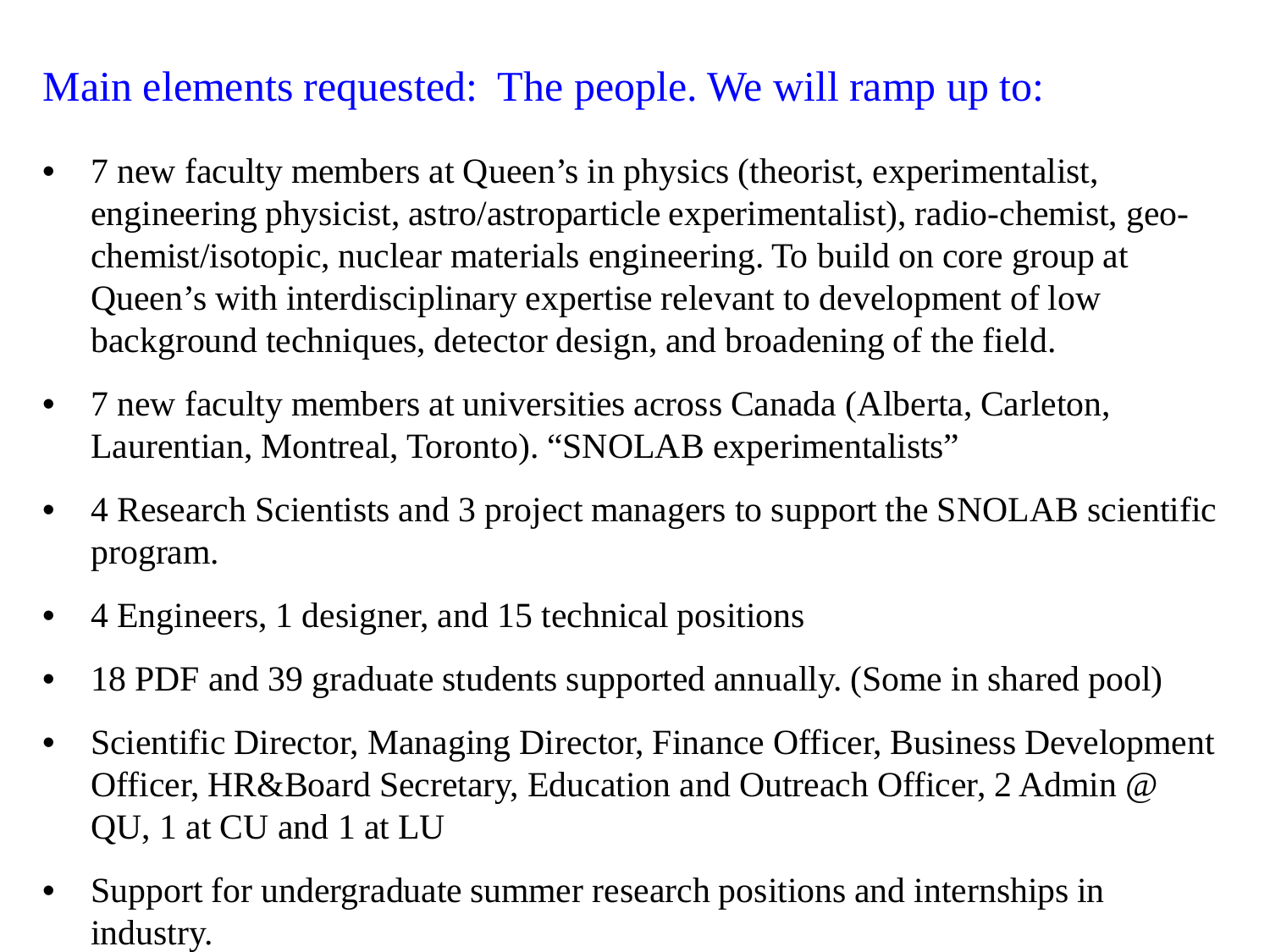## Main elements requested: The people. We will ramp up to:

- 7 new faculty members at Queen's in physics (theorist, experimentalist, engineering physicist, astro/astroparticle experimentalist), radio-chemist, geo-chemist/isotopic, nuclear materials engineering. To build on core group at Queen's with interdisciplinary expertise relevant to development of low background techniques, detector design, and broadening of the field.
- 7 new faculty members at universities across Canada (Alberta, Carleton, Laurentian, Montreal, Toronto). "SNOLAB experimentalists"
- 4 Research Scientists and 3 project managers to support the SNOLAB scientific program.
- 4 Engineers, 1 designer, and 15 technical positions
- 18 PDF and 39 graduate students supported annually. (Some in shared pool)
- Scientific Director, Managing Director, Finance Officer, Business Development Officer, HR&Board Secretary, Education and Outreach Officer, 2 Admin @ QU, 1 at CU and 1 at LU
- Support for undergraduate summer research positions and internships in industry.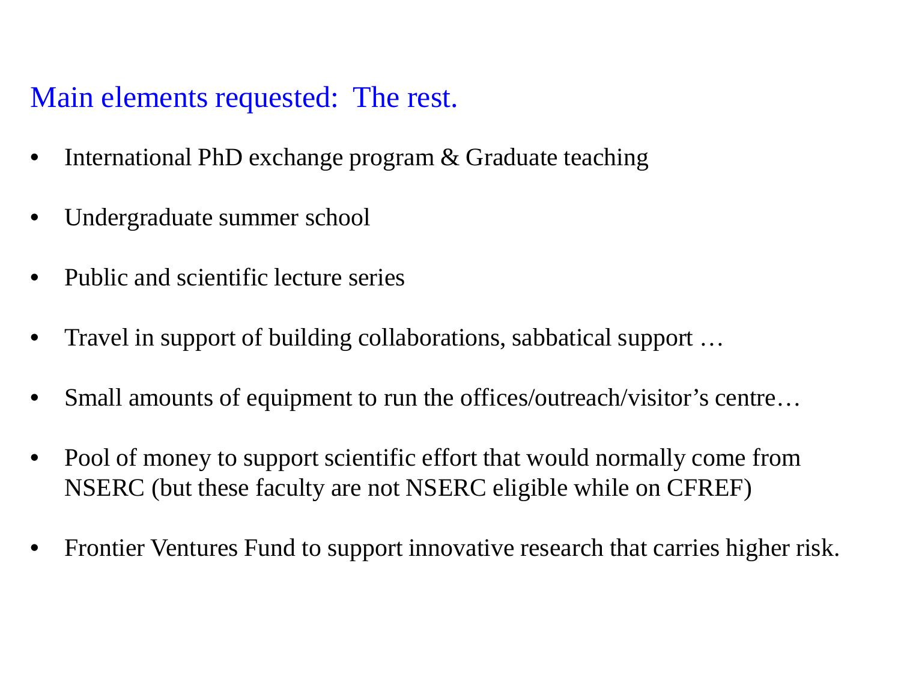## Main elements requested: The rest.

- International PhD exchange program & Graduate teaching
- Undergraduate summer school
- Public and scientific lecture series
- Travel in support of building collaborations, sabbatical support …
- Small amounts of equipment to run the offices/outreach/visitor's centre…
- Pool of money to support scientific effort that would normally come from NSERC (but these faculty are not NSERC eligible while on CFREF)
- Frontier Ventures Fund to support innovative research that carries higher risk.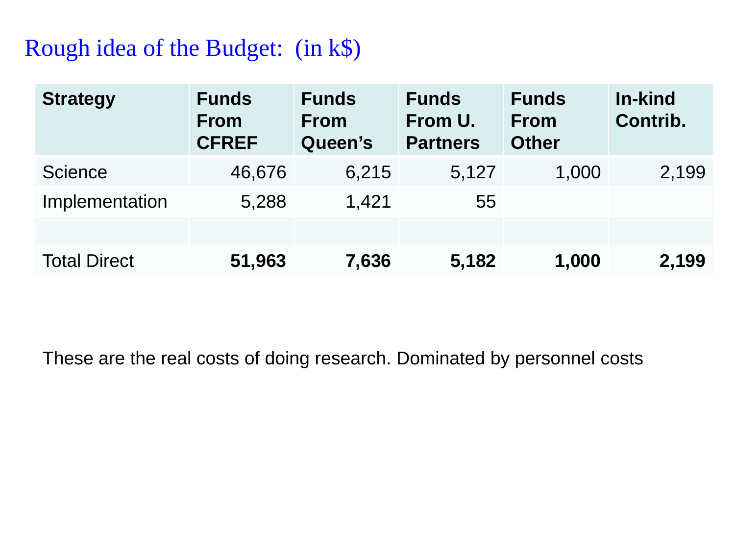# Rough idea of the Budget: (in k$)

| Strategy | Funds From CFREF | Funds From Queen's | Funds From U. Partners | Funds From Other | In-kind Contrib. |
|---|---|---|---|---|---|
| Science | 46,676 | 6,215 | 5,127 | 1,000 | 2,199 |
| Implementation | 5,288 | 1,421 | 55 | | |
| | | | | | |
| Total Direct | **51,963** | **7,636** | **5,182** | **1,000** | **2,199** |

These are the real costs of doing research. Dominated by personnel costs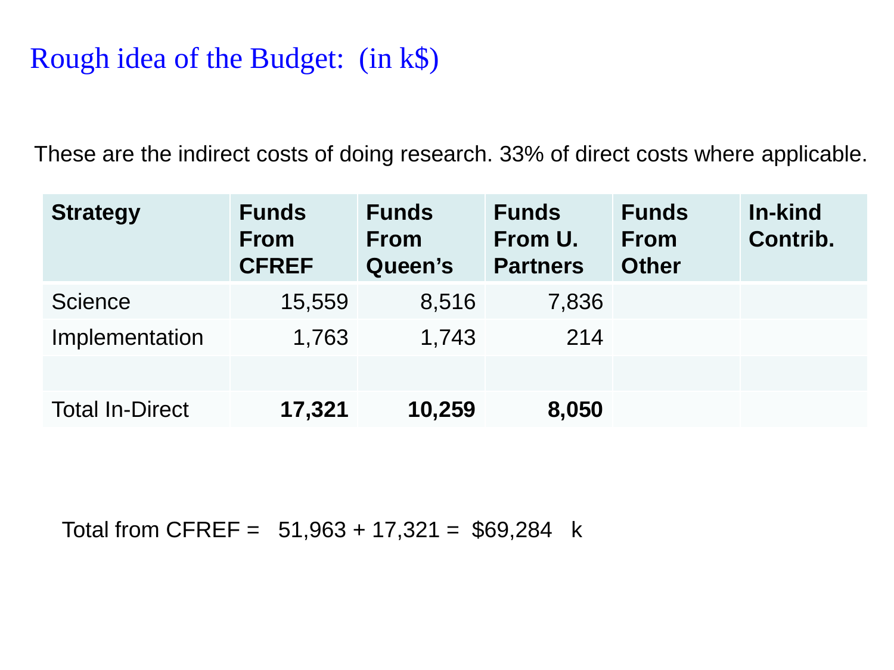# Rough idea of the Budget: (in k$)

These are the indirect costs of doing research. 33% of direct costs where applicable.

| Strategy | Funds From CFREF | Funds From Queen's | Funds From U. Partners | Funds From Other | In-kind Contrib. |
|---|---|---|---|---|---|
| Science | 15,559 | 8,516 | 7,836 | | |
| Implementation | 1,763 | 1,743 | 214 | | |
| | | | | | |
| Total In-Direct | **17,321** | **10,259** | **8,050** | | |

Total from CFREF = 51,963 + 17,321 = $69,284 k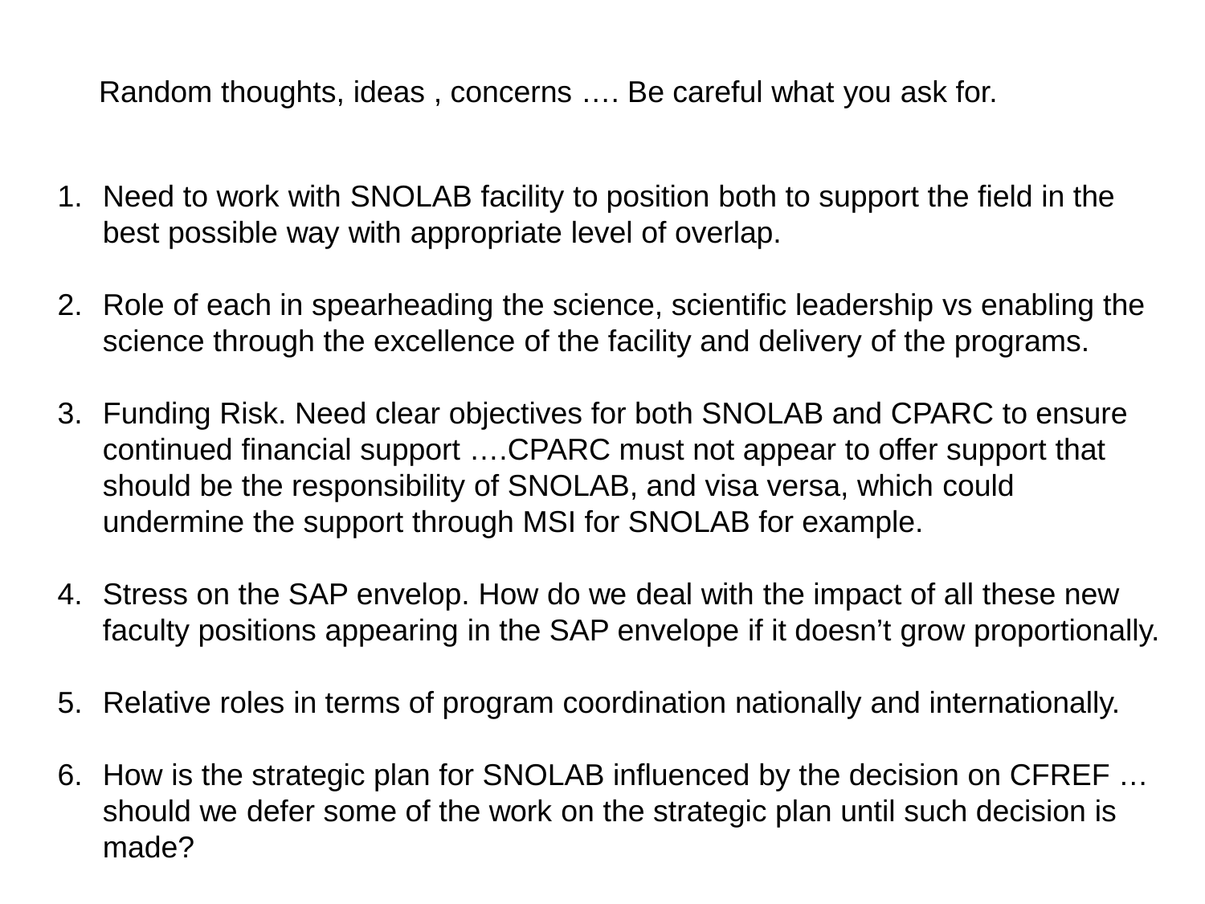Random thoughts, ideas , concerns …. Be careful what you ask for.

1. Need to work with SNOLAB facility to position both to support the field in the best possible way with appropriate level of overlap.

2. Role of each in spearheading the science, scientific leadership vs enabling the science through the excellence of the facility and delivery of the programs.

3. Funding Risk. Need clear objectives for both SNOLAB and CPARC to ensure continued financial support ….CPARC must not appear to offer support that should be the responsibility of SNOLAB, and visa versa, which could undermine the support through MSI for SNOLAB for example.

4. Stress on the SAP envelop. How do we deal with the impact of all these new faculty positions appearing in the SAP envelope if it doesn't grow proportionally.

5. Relative roles in terms of program coordination nationally and internationally.

6. How is the strategic plan for SNOLAB influenced by the decision on CFREF … should we defer some of the work on the strategic plan until such decision is made?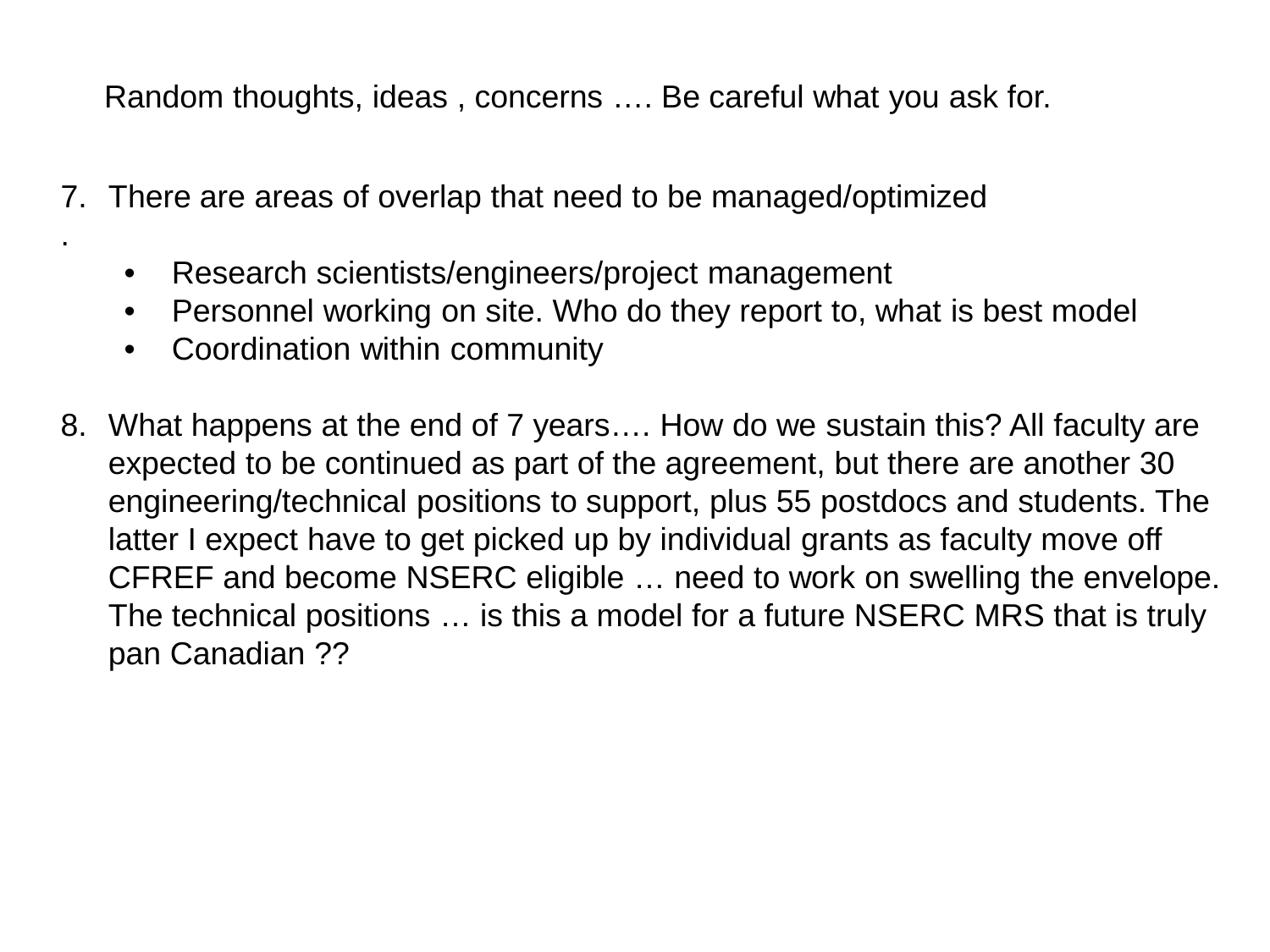Random thoughts, ideas , concerns …. Be careful what you ask for.

7. There are areas of overlap that need to be managed/optimized
.
   - Research scientists/engineers/project management
   - Personnel working on site. Who do they report to, what is best model
   - Coordination within community

8. What happens at the end of 7 years…. How do we sustain this? All faculty are expected to be continued as part of the agreement, but there are another 30 engineering/technical positions to support, plus 55 postdocs and students. The latter I expect have to get picked up by individual grants as faculty move off CFREF and become NSERC eligible … need to work on swelling the envelope. The technical positions … is this a model for a future NSERC MRS that is truly pan Canadian ??